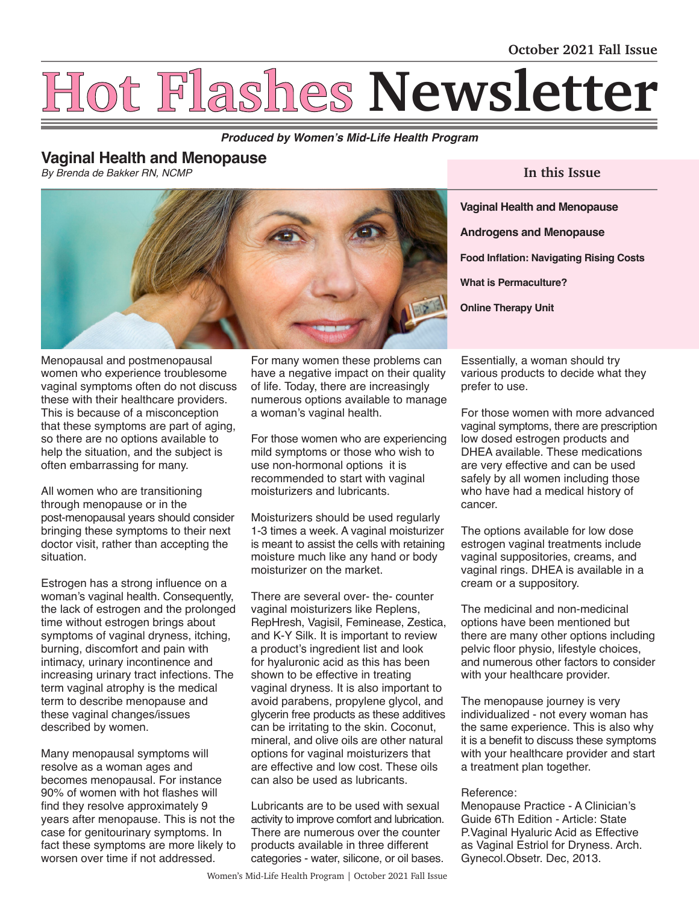October 2021 Fall Issue

# Hot Flashes Newsletter

***Produced by Women's Mid-Life Health Program***

**In this Issue**

- **Vaginal Health and Menopause**
- **Androgens and Menopause**
- **Food Inflation: Navigating Rising Costs**
- **What is Permaculture?**
- **Online Therapy Unit**

## Vaginal Health and Menopause

*By Brenda de Bakker RN, NCMP*

Menopausal and postmenopausal women who experience troublesome vaginal symptoms often do not discuss these with their healthcare providers. This is because of a misconception that these symptoms are part of aging, so there are no options available to help the situation, and the subject is often embarrassing for many.

All women who are transitioning through menopause or in the post-menopausal years should consider bringing these symptoms to their next doctor visit, rather than accepting the situation.

Estrogen has a strong influence on a woman's vaginal health. Consequently, the lack of estrogen and the prolonged time without estrogen brings about symptoms of vaginal dryness, itching, burning, discomfort and pain with intimacy, urinary incontinence and increasing urinary tract infections. The term vaginal atrophy is the medical term to describe menopause and these vaginal changes/issues described by women.

Many menopausal symptoms will resolve as a woman ages and becomes menopausal. For instance 90% of women with hot flashes will find they resolve approximately 9 years after menopause. This is not the case for genitourinary symptoms. In fact these symptoms are more likely to worsen over time if not addressed.

For many women these problems can have a negative impact on their quality of life. Today, there are increasingly numerous options available to manage a woman's vaginal health.

For those women who are experiencing mild symptoms or those who wish to use non-hormonal options it is recommended to start with vaginal moisturizers and lubricants.

Moisturizers should be used regularly 1-3 times a week. A vaginal moisturizer is meant to assist the cells with retaining moisture much like any hand or body moisturizer on the market.

There are several over- the- counter vaginal moisturizers like Replens, RepHresh, Vagisil, Feminease, Zestica, and K-Y Silk. It is important to review a product's ingredient list and look for hyaluronic acid as this has been shown to be effective in treating vaginal dryness. It is also important to avoid parabens, propylene glycol, and glycerin free products as these additives can be irritating to the skin. Coconut, mineral, and olive oils are other natural options for vaginal moisturizers that are effective and low cost. These oils can also be used as lubricants.

Lubricants are to be used with sexual activity to improve comfort and lubrication. There are numerous over the counter products available in three different categories - water, silicone, or oil bases. Essentially, a woman should try various products to decide what they prefer to use.

For those women with more advanced vaginal symptoms, there are prescription low dosed estrogen products and DHEA available. These medications are very effective and can be used safely by all women including those who have had a medical history of cancer.

The options available for low dose estrogen vaginal treatments include vaginal suppositories, creams, and vaginal rings. DHEA is available in a cream or a suppository.

The medicinal and non-medicinal options have been mentioned but there are many other options including pelvic floor physio, lifestyle choices, and numerous other factors to consider with your healthcare provider.

The menopause journey is very individualized - not every woman has the same experience. This is also why it is a benefit to discuss these symptoms with your healthcare provider and start a treatment plan together.

Reference:
Menopause Practice - A Clinician's Guide 6Th Edition - Article: State P.Vaginal Hyaluric Acid as Effective as Vaginal Estriol for Dryness. Arch. Gynecol.Obsetr. Dec, 2013.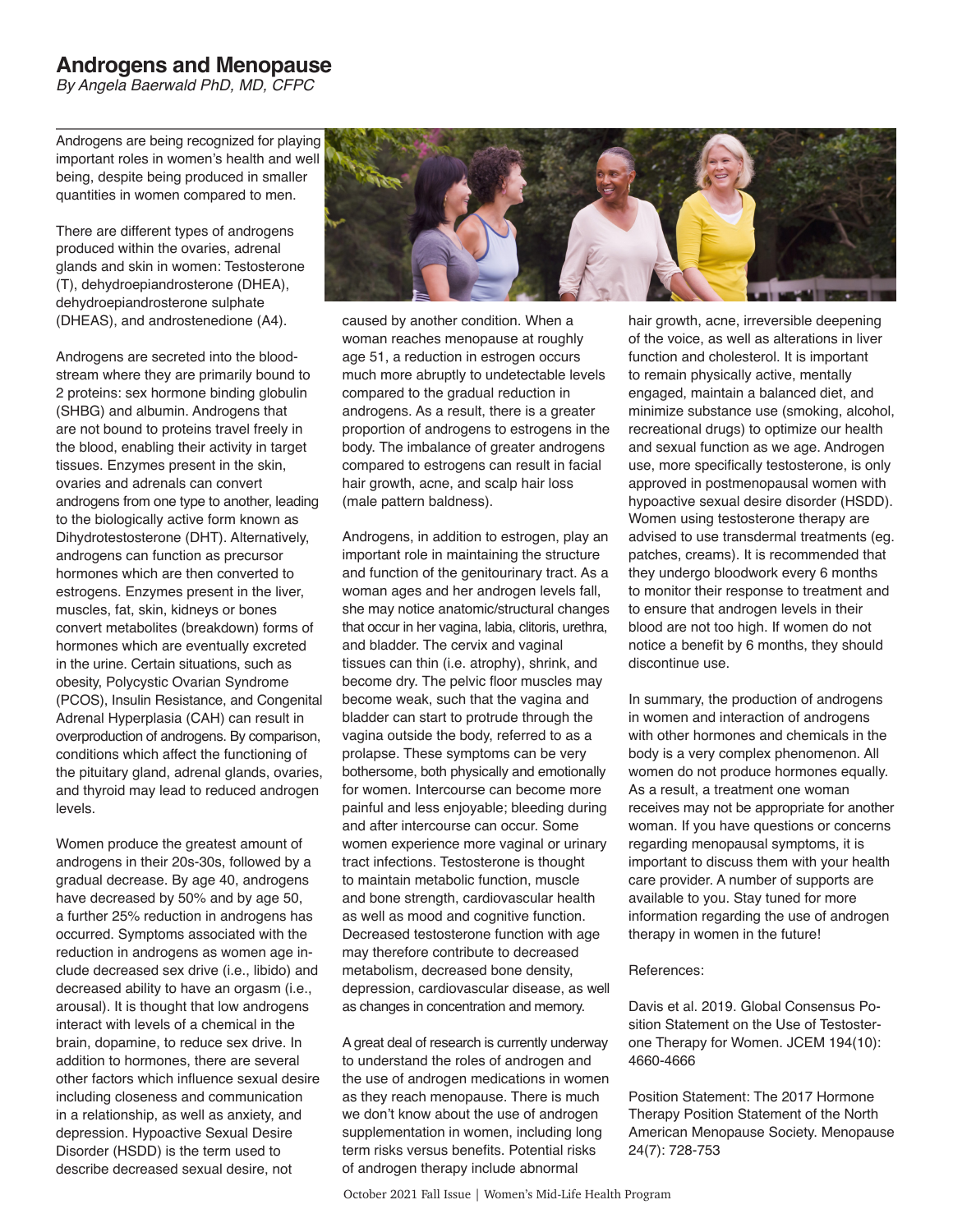# Androgens and Menopause

*By Angela Baerwald PhD, MD, CFPC*

Androgens are being recognized for playing important roles in women's health and well being, despite being produced in smaller quantities in women compared to men.

There are different types of androgens produced within the ovaries, adrenal glands and skin in women: Testosterone (T), dehydroepiandrosterone (DHEA), dehydroepiandrosterone sulphate (DHEAS), and androstenedione (A4).

Androgens are secreted into the bloodstream where they are primarily bound to 2 proteins: sex hormone binding globulin (SHBG) and albumin. Androgens that are not bound to proteins travel freely in the blood, enabling their activity in target tissues. Enzymes present in the skin, ovaries and adrenals can convert androgens from one type to another, leading to the biologically active form known as Dihydrotestosterone (DHT). Alternatively, androgens can function as precursor hormones which are then converted to estrogens. Enzymes present in the liver, muscles, fat, skin, kidneys or bones convert metabolites (breakdown) forms of hormones which are eventually excreted in the urine. Certain situations, such as obesity, Polycystic Ovarian Syndrome (PCOS), Insulin Resistance, and Congenital Adrenal Hyperplasia (CAH) can result in overproduction of androgens. By comparison, conditions which affect the functioning of the pituitary gland, adrenal glands, ovaries, and thyroid may lead to reduced androgen levels.

Women produce the greatest amount of androgens in their 20s-30s, followed by a gradual decrease. By age 40, androgens have decreased by 50% and by age 50, a further 25% reduction in androgens has occurred. Symptoms associated with the reduction in androgens as women age include decreased sex drive (i.e., libido) and decreased ability to have an orgasm (i.e., arousal). It is thought that low androgens interact with levels of a chemical in the brain, dopamine, to reduce sex drive. In addition to hormones, there are several other factors which influence sexual desire including closeness and communication in a relationship, as well as anxiety, and depression. Hypoactive Sexual Desire Disorder (HSDD) is the term used to describe decreased sexual desire, not caused by another condition. When a woman reaches menopause at roughly age 51, a reduction in estrogen occurs much more abruptly to undetectable levels compared to the gradual reduction in androgens. As a result, there is a greater proportion of androgens to estrogens in the body. The imbalance of greater androgens compared to estrogens can result in facial hair growth, acne, and scalp hair loss (male pattern baldness).

Androgens, in addition to estrogen, play an important role in maintaining the structure and function of the genitourinary tract. As a woman ages and her androgen levels fall, she may notice anatomic/structural changes that occur in her vagina, labia, clitoris, urethra, and bladder. The cervix and vaginal tissues can thin (i.e. atrophy), shrink, and become dry. The pelvic floor muscles may become weak, such that the vagina and bladder can start to protrude through the vagina outside the body, referred to as a prolapse. These symptoms can be very bothersome, both physically and emotionally for women. Intercourse can become more painful and less enjoyable; bleeding during and after intercourse can occur. Some women experience more vaginal or urinary tract infections. Testosterone is thought to maintain metabolic function, muscle and bone strength, cardiovascular health as well as mood and cognitive function. Decreased testosterone function with age may therefore contribute to decreased metabolism, decreased bone density, depression, cardiovascular disease, as well as changes in concentration and memory.

A great deal of research is currently underway to understand the roles of androgen and the use of androgen medications in women as they reach menopause. There is much we don't know about the use of androgen supplementation in women, including long term risks versus benefits. Potential risks of androgen therapy include abnormal hair growth, acne, irreversible deepening of the voice, as well as alterations in liver function and cholesterol. It is important to remain physically active, mentally engaged, maintain a balanced diet, and minimize substance use (smoking, alcohol, recreational drugs) to optimize our health and sexual function as we age. Androgen use, more specifically testosterone, is only approved in postmenopausal women with hypoactive sexual desire disorder (HSDD). Women using testosterone therapy are advised to use transdermal treatments (eg. patches, creams). It is recommended that they undergo bloodwork every 6 months to monitor their response to treatment and to ensure that androgen levels in their blood are not too high. If women do not notice a benefit by 6 months, they should discontinue use.

In summary, the production of androgens in women and interaction of androgens with other hormones and chemicals in the body is a very complex phenomenon. All women do not produce hormones equally. As a result, a treatment one woman receives may not be appropriate for another woman. If you have questions or concerns regarding menopausal symptoms, it is important to discuss them with your health care provider. A number of supports are available to you. Stay tuned for more information regarding the use of androgen therapy in women in the future!

References:

Davis et al. 2019. Global Consensus Position Statement on the Use of Testosterone Therapy for Women. JCEM 194(10): 4660-4666

Position Statement: The 2017 Hormone Therapy Position Statement of the North American Menopause Society. Menopause 24(7): 728-753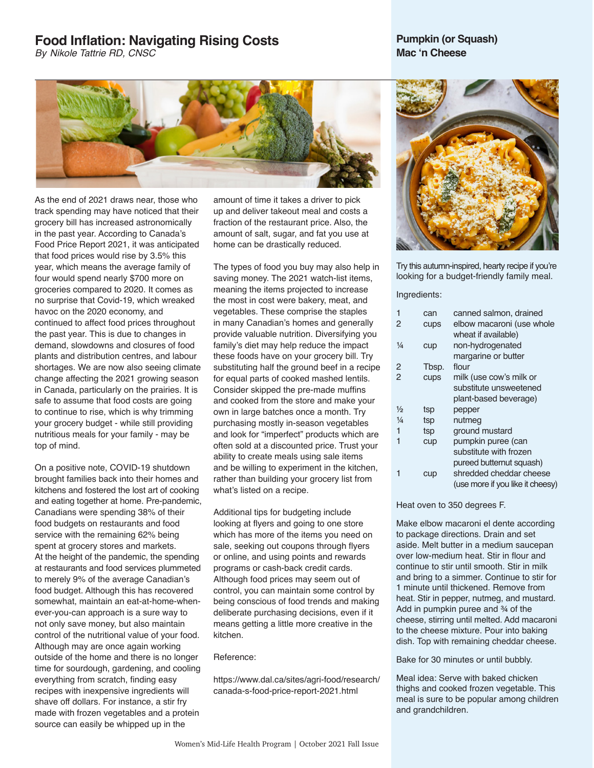# Food Inflation: Navigating Rising Costs

*By Nikole Tattrie RD, CNSC*

As the end of 2021 draws near, those who track spending may have noticed that their grocery bill has increased astronomically in the past year. According to Canada's Food Price Report 2021, it was anticipated that food prices would rise by 3.5% this year, which means the average family of four would spend nearly $700 more on groceries compared to 2020. It comes as no surprise that Covid-19, which wreaked havoc on the 2020 economy, and continued to affect food prices throughout the past year. This is due to changes in demand, slowdowns and closures of food plants and distribution centres, and labour shortages. We are now also seeing climate change affecting the 2021 growing season in Canada, particularly on the prairies. It is safe to assume that food costs are going to continue to rise, which is why trimming your grocery budget - while still providing nutritious meals for your family - may be top of mind.

On a positive note, COVID-19 shutdown brought families back into their homes and kitchens and fostered the lost art of cooking and eating together at home. Pre-pandemic, Canadians were spending 38% of their food budgets on restaurants and food service with the remaining 62% being spent at grocery stores and markets. At the height of the pandemic, the spending at restaurants and food services plummeted to merely 9% of the average Canadian's food budget. Although this has recovered somewhat, maintain an eat-at-home-when-ever-you-can approach is a sure way to not only save money, but also maintain control of the nutritional value of your food. Although may are once again working outside of the home and there is no longer time for sourdough, gardening, and cooling everything from scratch, finding easy recipes with inexpensive ingredients will shave off dollars. For instance, a stir fry made with frozen vegetables and a protein source can easily be whipped up in the amount of time it takes a driver to pick up and deliver takeout meal and costs a fraction of the restaurant price. Also, the amount of salt, sugar, and fat you use at home can be drastically reduced.

The types of food you buy may also help in saving money. The 2021 watch-list items, meaning the items projected to increase the most in cost were bakery, meat, and vegetables. These comprise the staples in many Canadian's homes and generally provide valuable nutrition. Diversifying you family's diet may help reduce the impact these foods have on your grocery bill. Try substituting half the ground beef in a recipe for equal parts of cooked mashed lentils. Consider skipped the pre-made muffins and cooked from the store and make your own in large batches once a month. Try purchasing mostly in-season vegetables and look for "imperfect" products which are often sold at a discounted price. Trust your ability to create meals using sale items and be willing to experiment in the kitchen, rather than building your grocery list from what's listed on a recipe.

Additional tips for budgeting include looking at flyers and going to one store which has more of the items you need on sale, seeking out coupons through flyers or online, and using points and rewards programs or cash-back credit cards. Although food prices may seem out of control, you can maintain some control by being conscious of food trends and making deliberate purchasing decisions, even if it means getting a little more creative in the kitchen.

Reference:

https://www.dal.ca/sites/agri-food/research/canada-s-food-price-report-2021.html

## Pumpkin (or Squash) Mac 'n Cheese

Try this autumn-inspired, hearty recipe if you're looking for a budget-friendly family meal.

Ingredients:

| | | |
|---|---|---|
| 1 | can | canned salmon, drained |
| 2 | cups | elbow macaroni (use whole wheat if available) |
| ¼ | cup | non-hydrogenated margarine or butter |
| 2 | Tbsp. | flour |
| 2 | cups | milk (use cow's milk or substitute unsweetened plant-based beverage) |
| ½ | tsp | pepper |
| ¼ | tsp | nutmeg |
| 1 | tsp | ground mustard |
| 1 | cup | pumpkin puree (can substitute with frozen pureed butternut squash) |
| 1 | cup | shredded cheddar cheese (use more if you like it cheesy) |

Heat oven to 350 degrees F.

Make elbow macaroni el dente according to package directions. Drain and set aside. Melt butter in a medium saucepan over low-medium heat. Stir in flour and continue to stir until smooth. Stir in milk and bring to a simmer. Continue to stir for 1 minute until thickened. Remove from heat. Stir in pepper, nutmeg, and mustard. Add in pumpkin puree and ¾ of the cheese, stirring until melted. Add macaroni to the cheese mixture. Pour into baking dish. Top with remaining cheddar cheese.

Bake for 30 minutes or until bubbly.

Meal idea: Serve with baked chicken thighs and cooked frozen vegetable. This meal is sure to be popular among children and grandchildren.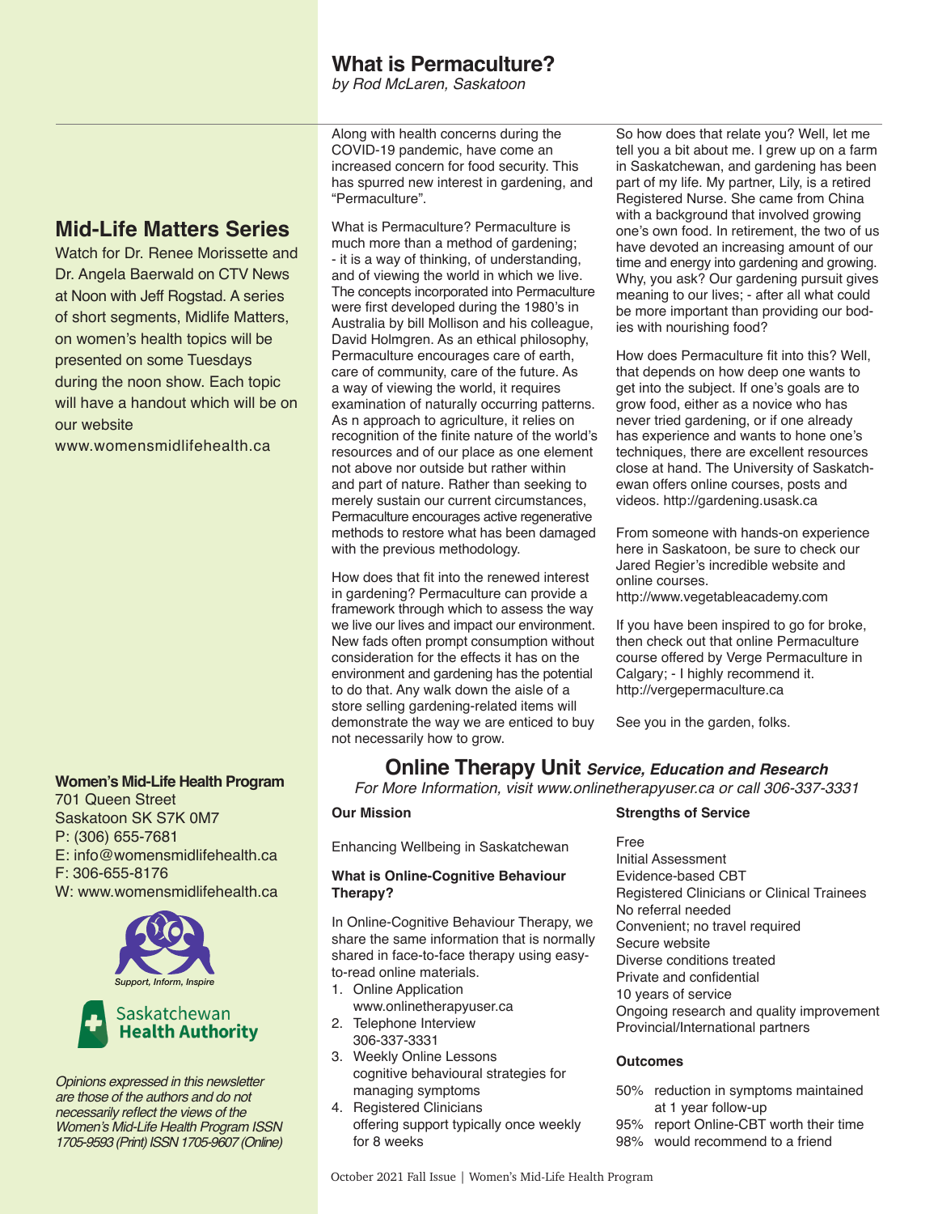## What is Permaculture?

*by Rod McLaren, Saskatoon*

Along with health concerns during the COVID-19 pandemic, have come an increased concern for food security. This has spurred new interest in gardening, and "Permaculture".

What is Permaculture? Permaculture is much more than a method of gardening; - it is a way of thinking, of understanding, and of viewing the world in which we live. The concepts incorporated into Permaculture were first developed during the 1980's in Australia by bill Mollison and his colleague, David Holmgren. As an ethical philosophy, Permaculture encourages care of earth, care of community, care of the future. As a way of viewing the world, it requires examination of naturally occurring patterns. As n approach to agriculture, it relies on recognition of the finite nature of the world's resources and of our place as one element not above nor outside but rather within and part of nature. Rather than seeking to merely sustain our current circumstances, Permaculture encourages active regenerative methods to restore what has been damaged with the previous methodology.

How does that fit into the renewed interest in gardening? Permaculture can provide a framework through which to assess the way we live our lives and impact our environment. New fads often prompt consumption without consideration for the effects it has on the environment and gardening has the potential to do that. Any walk down the aisle of a store selling gardening-related items will demonstrate the way we are enticed to buy not necessarily how to grow.

So how does that relate you? Well, let me tell you a bit about me. I grew up on a farm in Saskatchewan, and gardening has been part of my life. My partner, Lily, is a retired Registered Nurse. She came from China with a background that involved growing one's own food. In retirement, the two of us have devoted an increasing amount of our time and energy into gardening and growing. Why, you ask? Our gardening pursuit gives meaning to our lives; - after all what could be more important than providing our bodies with nourishing food?

How does Permaculture fit into this? Well, that depends on how deep one wants to get into the subject. If one's goals are to grow food, either as a novice who has never tried gardening, or if one already has experience and wants to hone one's techniques, there are excellent resources close at hand. The University of Saskatchewan offers online courses, posts and videos. http://gardening.usask.ca

From someone with hands-on experience here in Saskatoon, be sure to check our Jared Regier's incredible website and online courses.
http://www.vegetableacademy.com

If you have been inspired to go for broke, then check out that online Permaculture course offered by Verge Permaculture in Calgary; - I highly recommend it.
http://vergepermaculture.ca

See you in the garden, folks.

## Mid-Life Matters Series

Watch for Dr. Renee Morissette and Dr. Angela Baerwald on CTV News at Noon with Jeff Rogstad. A series of short segments, Midlife Matters, on women's health topics will be presented on some Tuesdays during the noon show. Each topic will have a handout which will be on our website www.womensmidlifehealth.ca

## Online Therapy Unit *Service, Education and Research*

*For More Information, visit www.onlinetherapyuser.ca or call 306-337-3331*

### Our Mission

Enhancing Wellbeing in Saskatchewan

#### What is Online-Cognitive Behaviour Therapy?

In Online-Cognitive Behaviour Therapy, we share the same information that is normally shared in face-to-face therapy using easy-to-read online materials.

1. Online Application
   www.onlinetherapyuser.ca
2. Telephone Interview
   306-337-3331
3. Weekly Online Lessons
   cognitive behavioural strategies for managing symptoms
4. Registered Clinicians
   offering support typically once weekly for 8 weeks

### Strengths of Service

Free
Initial Assessment
Evidence-based CBT
Registered Clinicians or Clinical Trainees
No referral needed
Convenient; no travel required
Secure website
Diverse conditions treated
Private and confidential
10 years of service
Ongoing research and quality improvement
Provincial/International partners

### Outcomes

50% reduction in symptoms maintained at 1 year follow-up
95% report Online-CBT worth their time
98% would recommend to a friend

**Women's Mid-Life Health Program**
701 Queen Street
Saskatoon SK S7K 0M7
P: (306) 655-7681
E: info@womensmidlifehealth.ca
F: 306-655-8176
W: www.womensmidlifehealth.ca

*Support, Inform, Inspire*

Saskatchewan **Health Authority**

*Opinions expressed in this newsletter are those of the authors and do not necessarily reflect the views of the Women's Mid-Life Health Program ISSN 1705-9593 (Print) ISSN 1705-9607 (Online)*